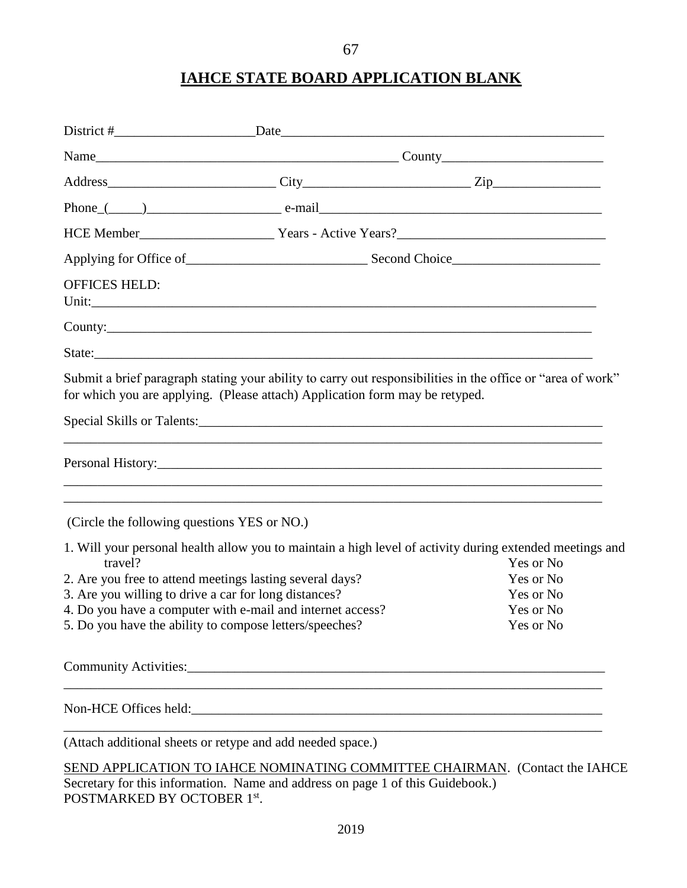# IAHCE STATE BOARD APPLICATION BLANK

District #_____________________ Date_________________________________________________

Name_____________________________________________ County________________________

Address_________________________ City_________________________ Zip________________

Phone_(_____)____________________ e-mail____________________________________________

HCE Member____________________ Years - Active Years?______________________________

Applying for Office of___________________________ Second Choice______________________

OFFICES HELD:
Unit:_______________________________________________________________________________

County:_____________________________________________________________________________

State:______________________________________________________________________________

Submit a brief paragraph stating your ability to carry out responsibilities in the office or "area of work" for which you are applying. (Please attach) Application form may be retyped.

Special Skills or Talents:_________________________________________________________________
____________________________________________________________________________________

Personal History:_______________________________________________________________________
____________________________________________________________________________________
____________________________________________________________________________________

(Circle the following questions YES or NO.)

1. Will your personal health allow you to maintain a high level of activity during extended meetings and travel? Yes or No
2. Are you free to attend meetings lasting several days? Yes or No
3. Are you willing to drive a car for long distances? Yes or No
4. Do you have a computer with e-mail and internet access? Yes or No
5. Do you have the ability to compose letters/speeches? Yes or No

Community Activities:____________________________________________________________________
____________________________________________________________________________________

Non-HCE Offices held:___________________________________________________________________
____________________________________________________________________________________

(Attach additional sheets or retype and add needed space.)

SEND APPLICATION TO IAHCE NOMINATING COMMITTEE CHAIRMAN. (Contact the IAHCE Secretary for this information. Name and address on page 1 of this Guidebook.)
POSTMARKED BY OCTOBER 1st.

2019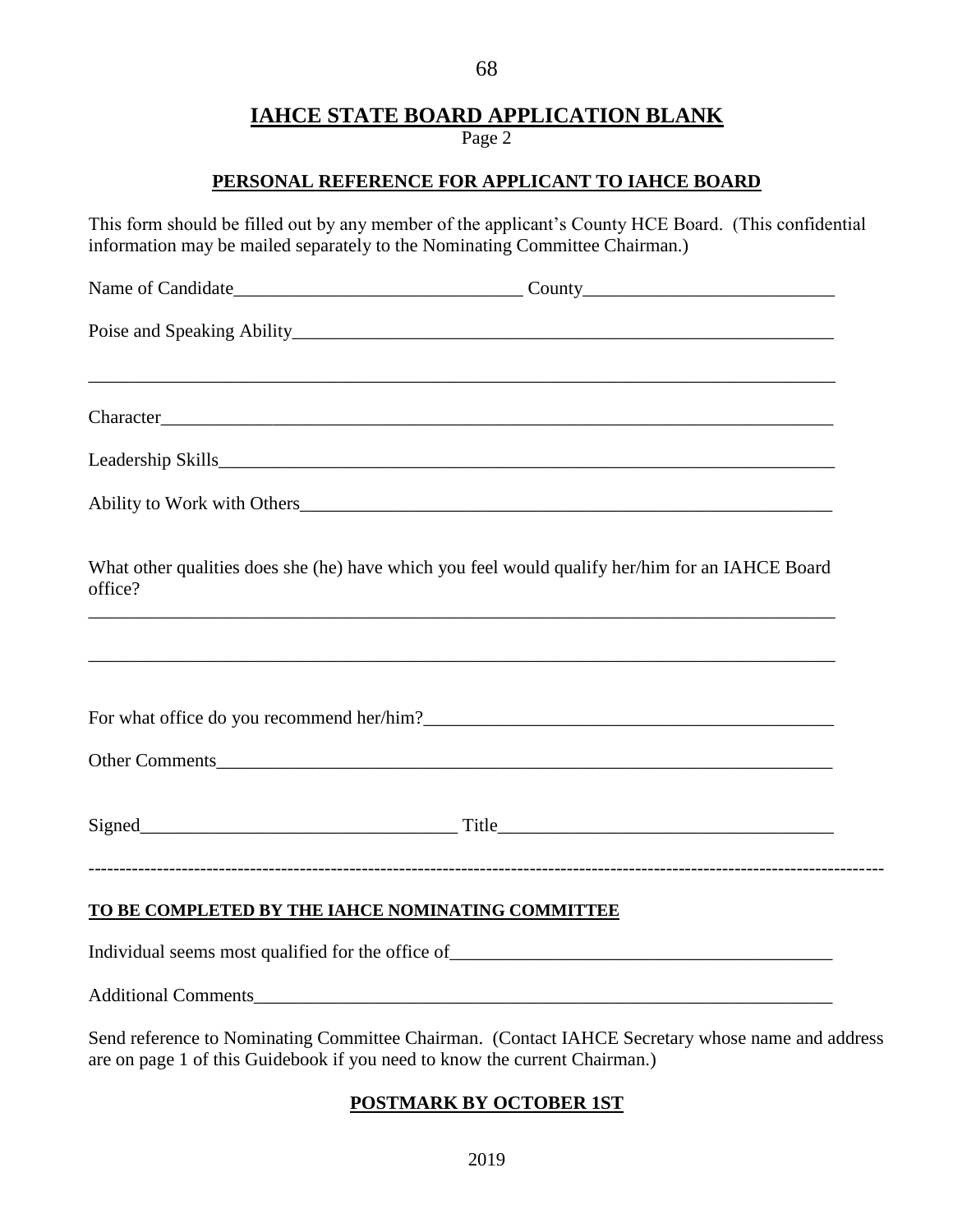# IAHCE STATE BOARD APPLICATION BLANK

Page 2

## PERSONAL REFERENCE FOR APPLICANT TO IAHCE BOARD

This form should be filled out by any member of the applicant's County HCE Board. (This confidential information may be mailed separately to the Nominating Committee Chairman.)

Name of Candidate_______________________________ County___________________________

Poise and Speaking Ability___________________________________________________________

_________________________________________________________________________________

Character_________________________________________________________________________

Leadership Skills___________________________________________________________________

Ability to Work with Others__________________________________________________________

What other qualities does she (he) have which you feel would qualify her/him for an IAHCE Board office?

_________________________________________________________________________________

_________________________________________________________________________________

For what office do you recommend her/him?_____________________________________________

Other Comments____________________________________________________________________

Signed__________________________________ Title____________________________________

---

### TO BE COMPLETED BY THE IAHCE NOMINATING COMMITTEE

Individual seems most qualified for the office of__________________________________________

Additional Comments________________________________________________________________

Send reference to Nominating Committee Chairman. (Contact IAHCE Secretary whose name and address are on page 1 of this Guidebook if you need to know the current Chairman.)

**POSTMARK BY OCTOBER 1ST**

2019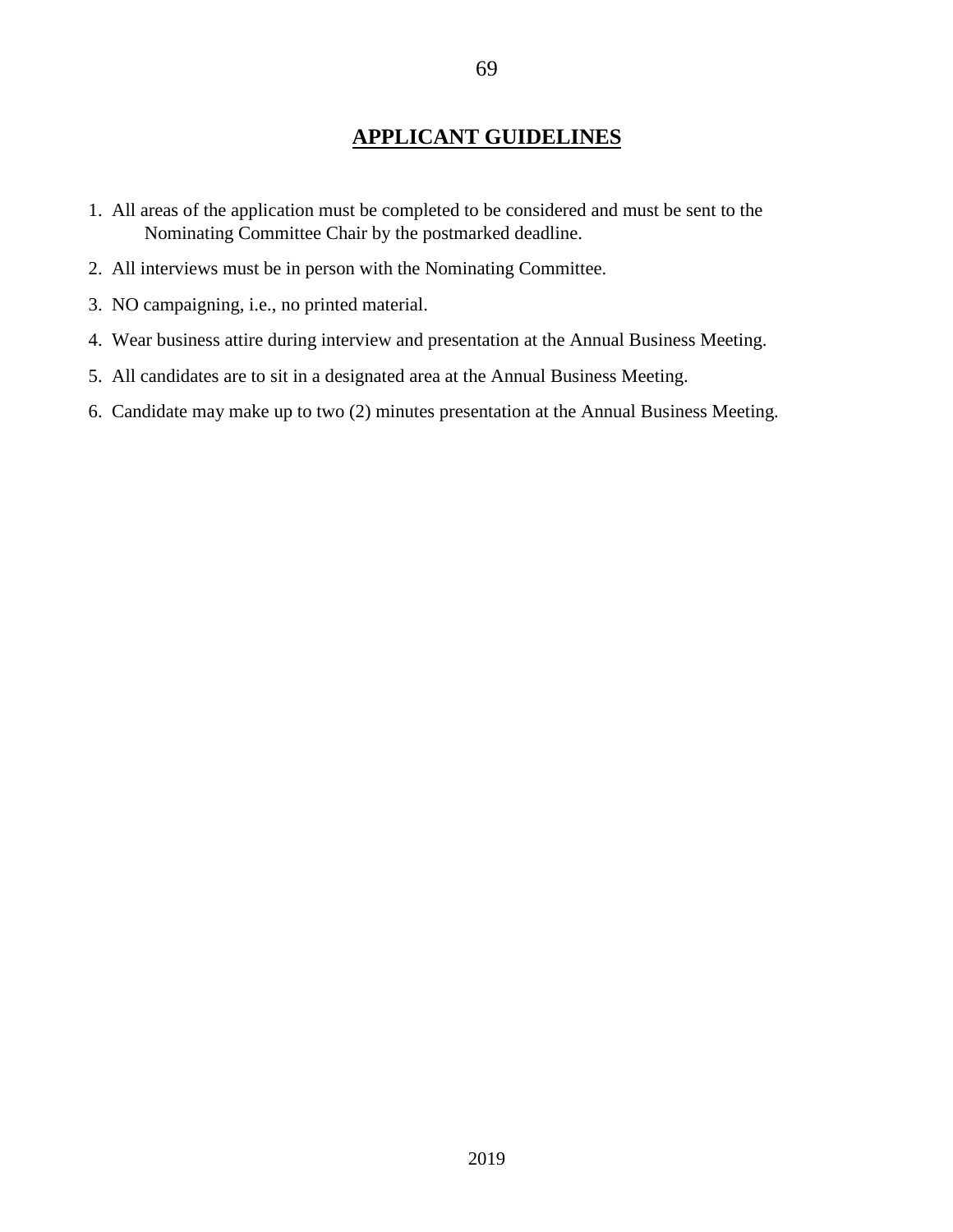# APPLICANT GUIDELINES

1. All areas of the application must be completed to be considered and must be sent to the Nominating Committee Chair by the postmarked deadline.
2. All interviews must be in person with the Nominating Committee.
3. NO campaigning, i.e., no printed material.
4. Wear business attire during interview and presentation at the Annual Business Meeting.
5. All candidates are to sit in a designated area at the Annual Business Meeting.
6. Candidate may make up to two (2) minutes presentation at the Annual Business Meeting.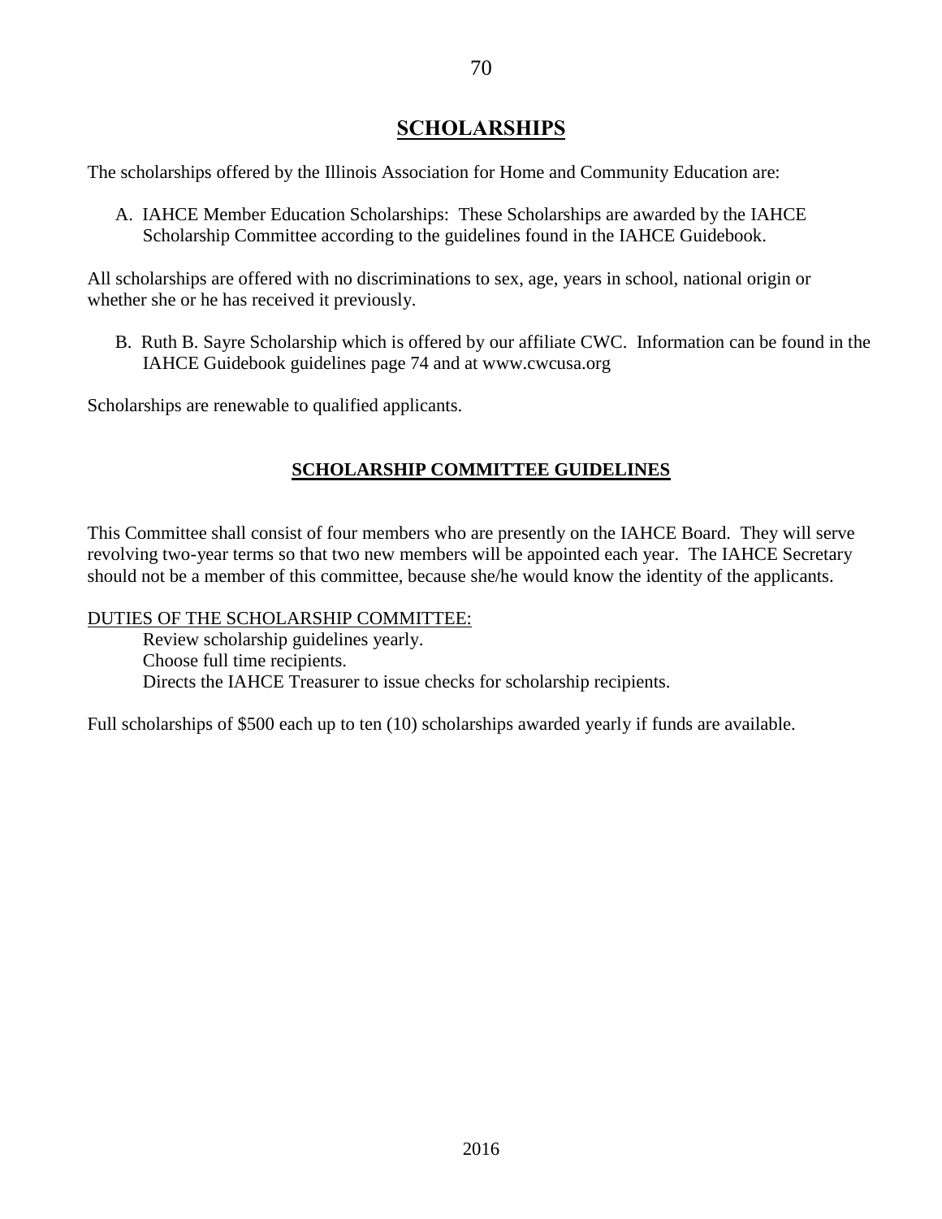# SCHOLARSHIPS

The scholarships offered by the Illinois Association for Home and Community Education are:

A. IAHCE Member Education Scholarships: These Scholarships are awarded by the IAHCE Scholarship Committee according to the guidelines found in the IAHCE Guidebook.

All scholarships are offered with no discriminations to sex, age, years in school, national origin or whether she or he has received it previously.

B. Ruth B. Sayre Scholarship which is offered by our affiliate CWC. Information can be found in the IAHCE Guidebook guidelines page 74 and at www.cwcusa.org

Scholarships are renewable to qualified applicants.

## SCHOLARSHIP COMMITTEE GUIDELINES

This Committee shall consist of four members who are presently on the IAHCE Board. They will serve revolving two-year terms so that two new members will be appointed each year. The IAHCE Secretary should not be a member of this committee, because she/he would know the identity of the applicants.

DUTIES OF THE SCHOLARSHIP COMMITTEE:

- Review scholarship guidelines yearly.
- Choose full time recipients.
- Directs the IAHCE Treasurer to issue checks for scholarship recipients.

Full scholarships of $500 each up to ten (10) scholarships awarded yearly if funds are available.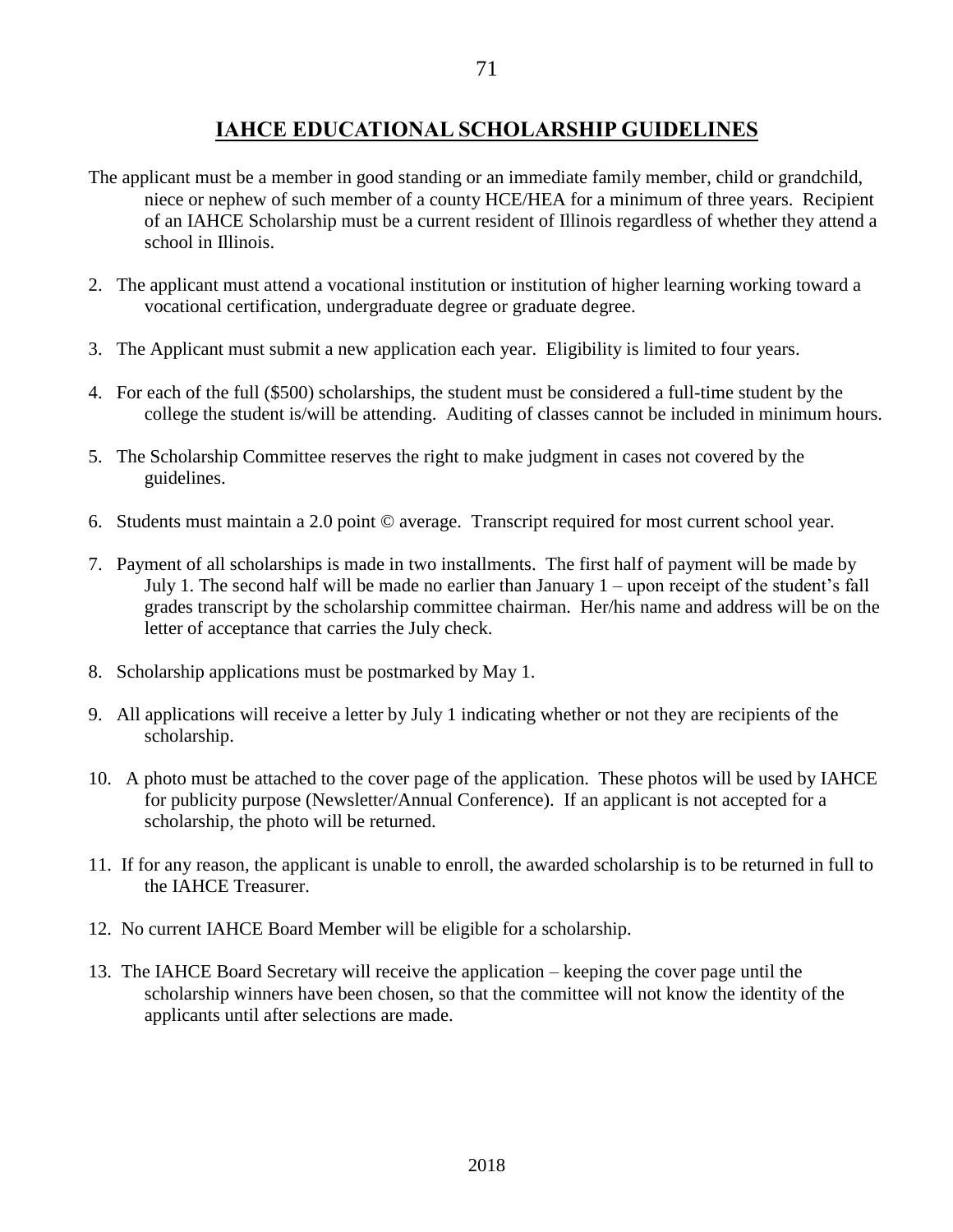# IAHCE EDUCATIONAL SCHOLARSHIP GUIDELINES

The applicant must be a member in good standing or an immediate family member, child or grandchild, niece or nephew of such member of a county HCE/HEA for a minimum of three years. Recipient of an IAHCE Scholarship must be a current resident of Illinois regardless of whether they attend a school in Illinois.

2. The applicant must attend a vocational institution or institution of higher learning working toward a vocational certification, undergraduate degree or graduate degree.

3. The Applicant must submit a new application each year. Eligibility is limited to four years.

4. For each of the full ($500) scholarships, the student must be considered a full-time student by the college the student is/will be attending. Auditing of classes cannot be included in minimum hours.

5. The Scholarship Committee reserves the right to make judgment in cases not covered by the guidelines.

6. Students must maintain a 2.0 point © average. Transcript required for most current school year.

7. Payment of all scholarships is made in two installments. The first half of payment will be made by July 1. The second half will be made no earlier than January 1 – upon receipt of the student's fall grades transcript by the scholarship committee chairman. Her/his name and address will be on the letter of acceptance that carries the July check.

8. Scholarship applications must be postmarked by May 1.

9. All applications will receive a letter by July 1 indicating whether or not they are recipients of the scholarship.

10. A photo must be attached to the cover page of the application. These photos will be used by IAHCE for publicity purpose (Newsletter/Annual Conference). If an applicant is not accepted for a scholarship, the photo will be returned.

11. If for any reason, the applicant is unable to enroll, the awarded scholarship is to be returned in full to the IAHCE Treasurer.

12. No current IAHCE Board Member will be eligible for a scholarship.

13. The IAHCE Board Secretary will receive the application – keeping the cover page until the scholarship winners have been chosen, so that the committee will not know the identity of the applicants until after selections are made.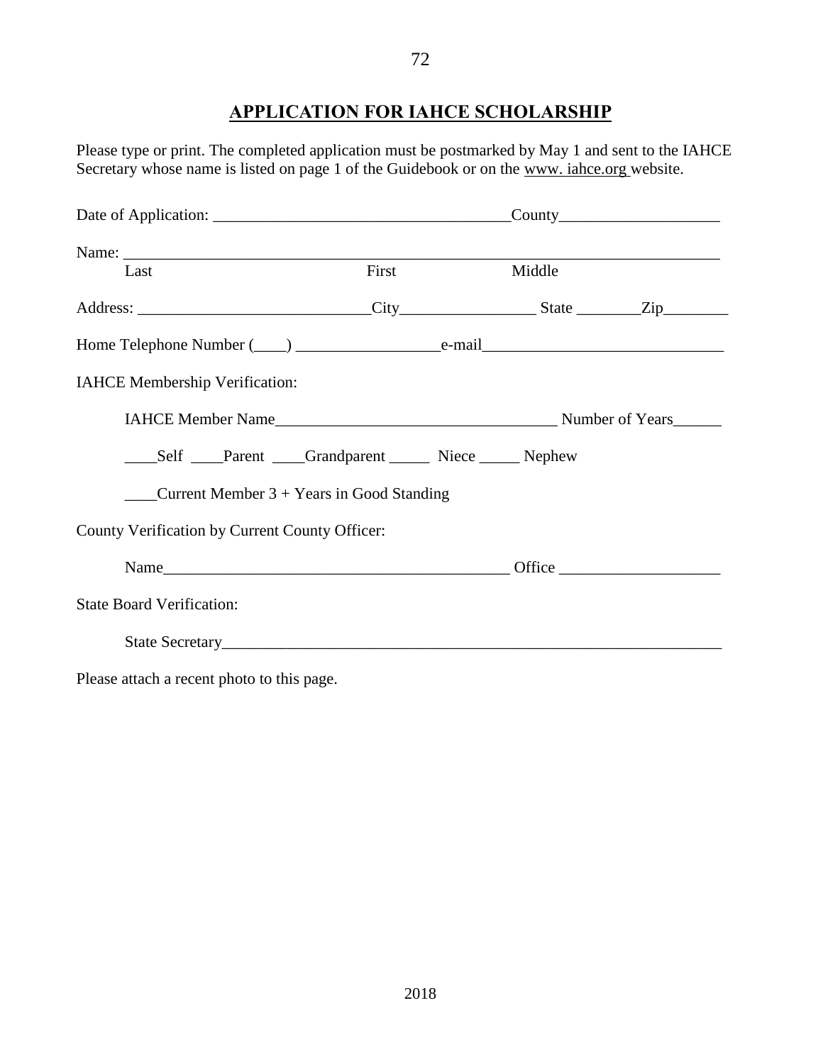## APPLICATION FOR IAHCE SCHOLARSHIP

Please type or print. The completed application must be postmarked by May 1 and sent to the IAHCE Secretary whose name is listed on page 1 of the Guidebook or on the www. iahce.org website.

Date of Application: ____________________________________County____________________

Name: ___________________________________________________________________________
Last First Middle

Address: ____________________________City_________________ State ________Zip________

Home Telephone Number (____) __________________e-mail______________________________

IAHCE Membership Verification:

IAHCE Member Name___________________________________ Number of Years______

____Self ____Parent ____Grandparent _____ Niece _____ Nephew

____Current Member 3 + Years in Good Standing

County Verification by Current County Officer:

Name___________________________________________ Office ____________________

State Board Verification:

State Secretary_________________________________________________________________

Please attach a recent photo to this page.

2018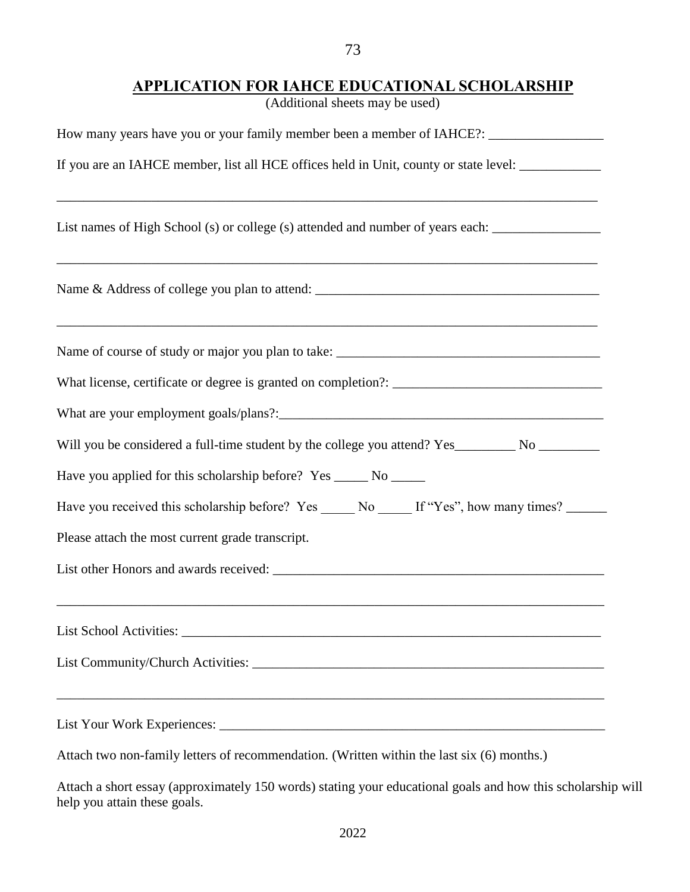## APPLICATION FOR IAHCE EDUCATIONAL SCHOLARSHIP

(Additional sheets may be used)

How many years have you or your family member been a member of IAHCE?: _________________

If you are an IAHCE member, list all HCE offices held in Unit, county or state level: ____________

_________________________________________________________________________________

List names of High School (s) or college (s) attended and number of years each: ________________

_________________________________________________________________________________

Name & Address of college you plan to attend: ___________________________________________

_________________________________________________________________________________

Name of course of study or major you plan to take: _______________________________________

What license, certificate or degree is granted on completion?: _______________________________

What are your employment goals/plans?:_________________________________________________

Will you be considered a full-time student by the college you attend? Yes_________ No _________

Have you applied for this scholarship before? Yes _____ No _____

Have you received this scholarship before? Yes _____ No _____ If "Yes", how many times? ______

Please attach the most current grade transcript.

List other Honors and awards received: __________________________________________________

_________________________________________________________________________________

List School Activities: _______________________________________________________________

List Community/Church Activities: _____________________________________________________

_________________________________________________________________________________

List Your Work Experiences: __________________________________________________________

Attach two non-family letters of recommendation. (Written within the last six (6) months.)

Attach a short essay (approximately 150 words) stating your educational goals and how this scholarship will help you attain these goals.

2022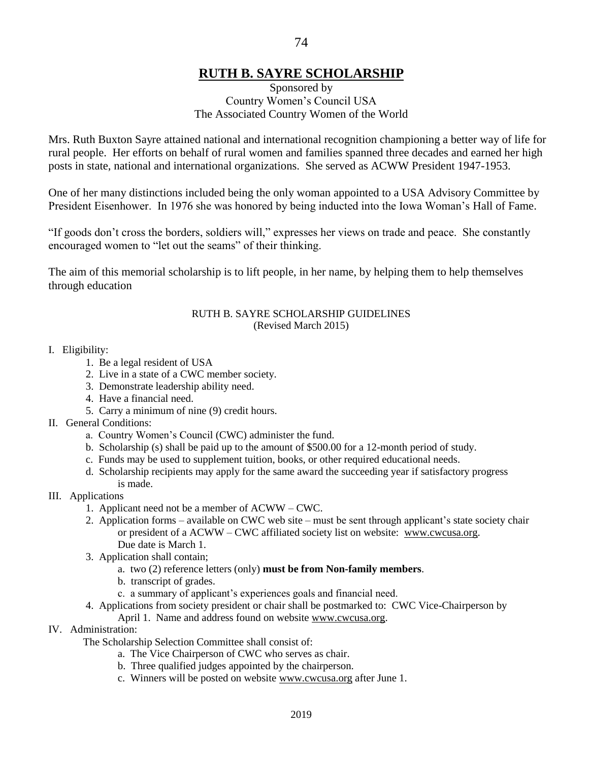# RUTH B. SAYRE SCHOLARSHIP

Sponsored by
Country Women's Council USA
The Associated Country Women of the World

Mrs. Ruth Buxton Sayre attained national and international recognition championing a better way of life for rural people. Her efforts on behalf of rural women and families spanned three decades and earned her high posts in state, national and international organizations. She served as ACWW President 1947-1953.

One of her many distinctions included being the only woman appointed to a USA Advisory Committee by President Eisenhower. In 1976 she was honored by being inducted into the Iowa Woman's Hall of Fame.

"If goods don't cross the borders, soldiers will," expresses her views on trade and peace. She constantly encouraged women to "let out the seams" of their thinking.

The aim of this memorial scholarship is to lift people, in her name, by helping them to help themselves through education

## RUTH B. SAYRE SCHOLARSHIP GUIDELINES
(Revised March 2015)

I. Eligibility:

1. Be a legal resident of USA
2. Live in a state of a CWC member society.
3. Demonstrate leadership ability need.
4. Have a financial need.
5. Carry a minimum of nine (9) credit hours.

II. General Conditions:

a. Country Women's Council (CWC) administer the fund.
b. Scholarship (s) shall be paid up to the amount of $500.00 for a 12-month period of study.
c. Funds may be used to supplement tuition, books, or other required educational needs.
d. Scholarship recipients may apply for the same award the succeeding year if satisfactory progress is made.

III. Applications

1. Applicant need not be a member of ACWW – CWC.
2. Application forms – available on CWC web site – must be sent through applicant's state society chair or president of a ACWW – CWC affiliated society list on website: www.cwcusa.org. Due date is March 1.
3. Application shall contain;
   a. two (2) reference letters (only) **must be from Non-family members**.
   b. transcript of grades.
   c. a summary of applicant's experiences goals and financial need.
4. Applications from society president or chair shall be postmarked to: CWC Vice-Chairperson by April 1. Name and address found on website www.cwcusa.org.

IV. Administration:

The Scholarship Selection Committee shall consist of:

a. The Vice Chairperson of CWC who serves as chair.
b. Three qualified judges appointed by the chairperson.
c. Winners will be posted on website www.cwcusa.org after June 1.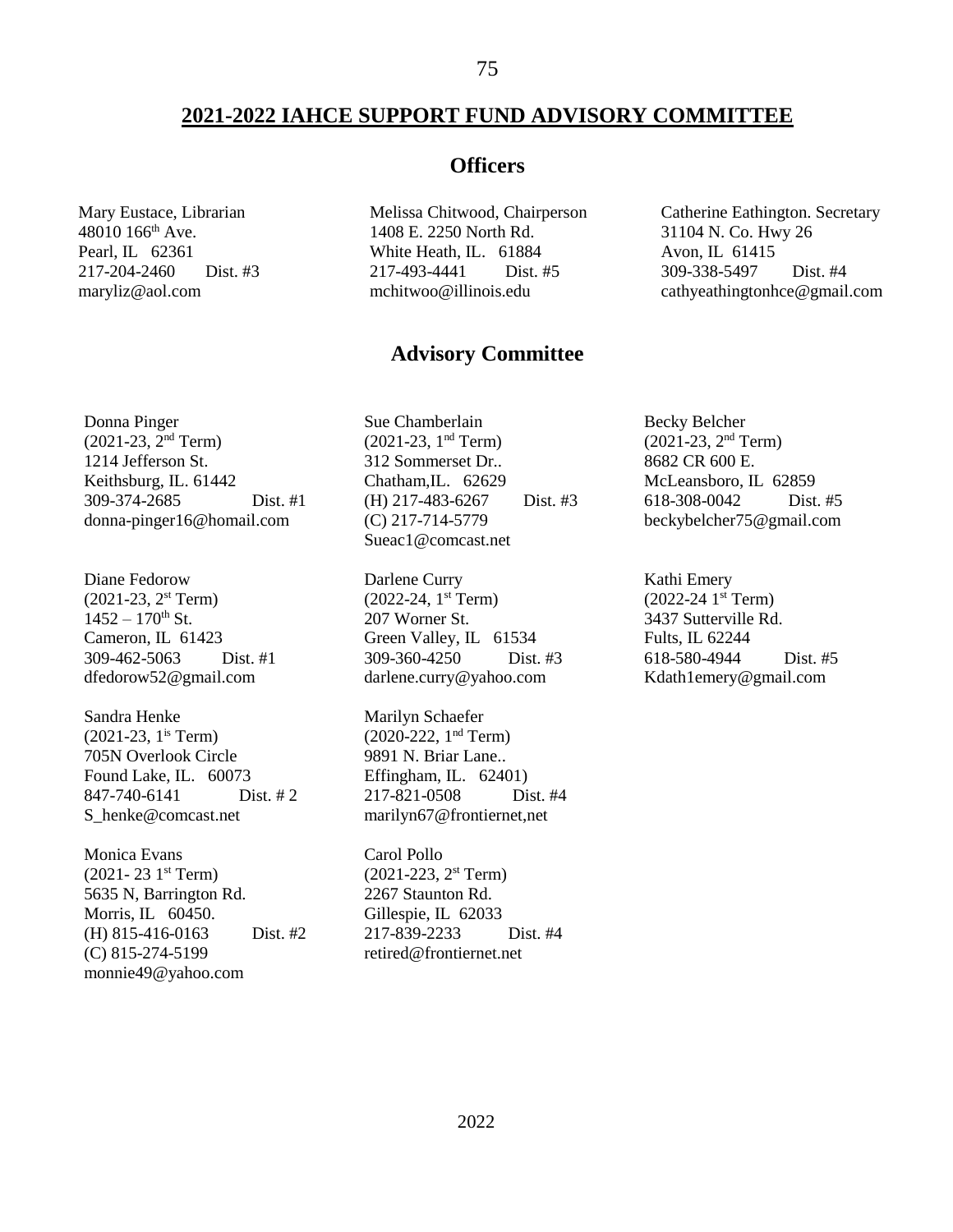## 2021-2022 IAHCE SUPPORT FUND ADVISORY COMMITTEE

### Officers

Mary Eustace, Librarian
48010 166th Ave.
Pearl, IL 62361
217-204-2460 Dist. #3
maryliz@aol.com

Melissa Chitwood, Chairperson
1408 E. 2250 North Rd.
White Heath, IL. 61884
217-493-4441 Dist. #5
mchitwoo@illinois.edu

Catherine Eathington. Secretary
31104 N. Co. Hwy 26
Avon, IL 61415
309-338-5497 Dist. #4
cathyeathingtonhce@gmail.com

### Advisory Committee

Donna Pinger
(2021-23, 2nd Term)
1214 Jefferson St.
Keithsburg, IL. 61442
309-374-2685 Dist. #1
donna-pinger16@homail.com

Diane Fedorow
(2021-23, 2st Term)
1452 – 170th St.
Cameron, IL 61423
309-462-5063 Dist. #1
dfedorow52@gmail.com

Sandra Henke
(2021-23, 1is Term)
705N Overlook Circle
Found Lake, IL. 60073
847-740-6141 Dist. # 2
S_henke@comcast.net

Monica Evans
(2021- 23 1st Term)
5635 N, Barrington Rd.
Morris, IL 60450.
(H) 815-416-0163 Dist. #2
(C) 815-274-5199
monnie49@yahoo.com

Sue Chamberlain
(2021-23, 1nd Term)
312 Sommerset Dr..
Chatham,IL. 62629
(H) 217-483-6267 Dist. #3
(C) 217-714-5779
Sueac1@comcast.net

Darlene Curry
(2022-24, 1st Term)
207 Worner St.
Green Valley, IL 61534
309-360-4250 Dist. #3
darlene.curry@yahoo.com

Marilyn Schaefer
(2020-222, 1nd Term)
9891 N. Briar Lane..
Effingham, IL. 62401)
217-821-0508 Dist. #4
marilyn67@frontiernet,net

Carol Pollo
(2021-223, 2st Term)
2267 Staunton Rd.
Gillespie, IL 62033
217-839-2233 Dist. #4
retired@frontiernet.net

Becky Belcher
(2021-23, 2nd Term)
8682 CR 600 E.
McLeansboro, IL 62859
618-308-0042 Dist. #5
beckybelcher75@gmail.com

Kathi Emery
(2022-24 1st Term)
3437 Sutterville Rd.
Fults, IL 62244
618-580-4944 Dist. #5
Kdath1emery@gmail.com

2022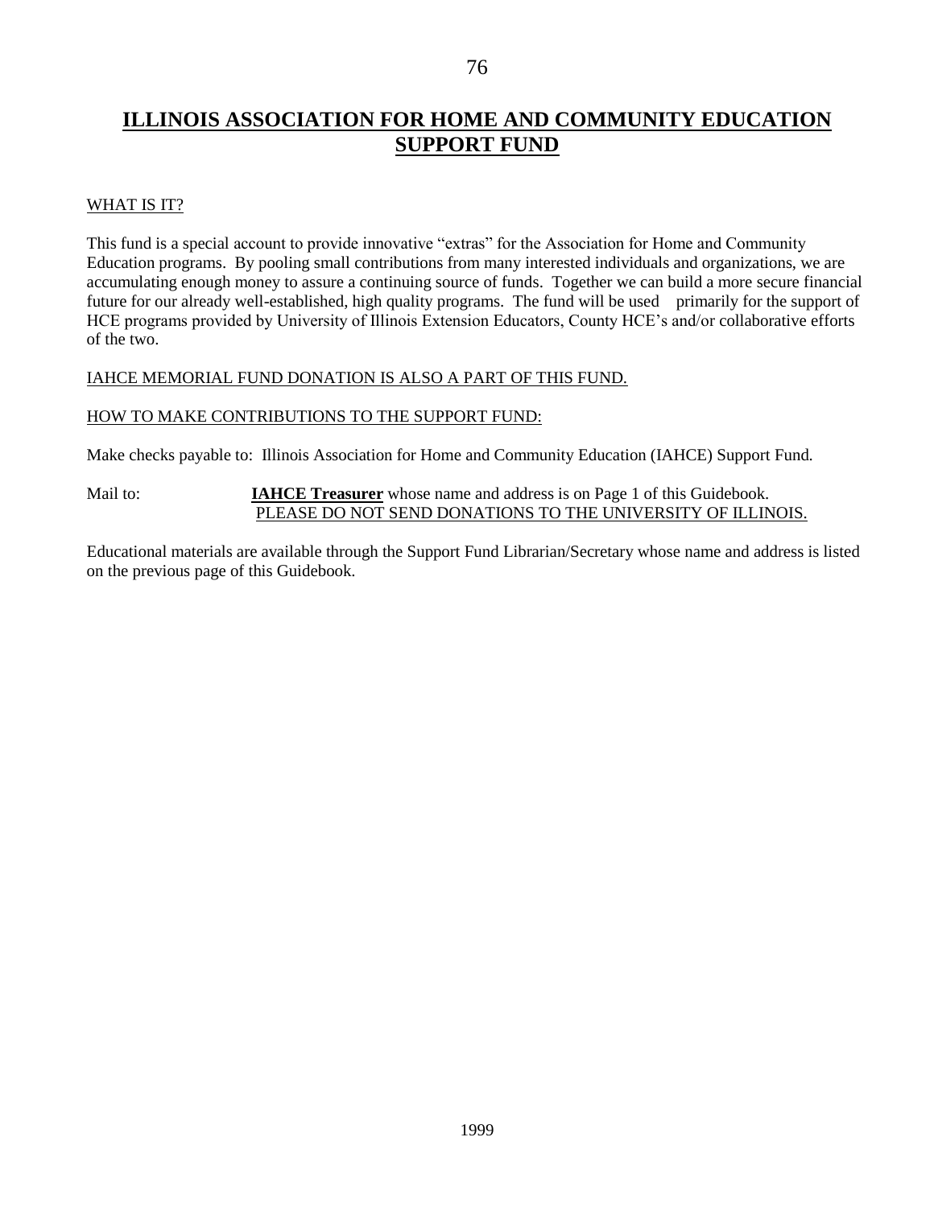# ILLINOIS ASSOCIATION FOR HOME AND COMMUNITY EDUCATION SUPPORT FUND

WHAT IS IT?

This fund is a special account to provide innovative "extras" for the Association for Home and Community Education programs. By pooling small contributions from many interested individuals and organizations, we are accumulating enough money to assure a continuing source of funds. Together we can build a more secure financial future for our already well-established, high quality programs. The fund will be used primarily for the support of HCE programs provided by University of Illinois Extension Educators, County HCE's and/or collaborative efforts of the two.

IAHCE MEMORIAL FUND DONATION IS ALSO A PART OF THIS FUND.

HOW TO MAKE CONTRIBUTIONS TO THE SUPPORT FUND:

Make checks payable to: Illinois Association for Home and Community Education (IAHCE) Support Fund.

Mail to: **IAHCE Treasurer** whose name and address is on Page 1 of this Guidebook.
PLEASE DO NOT SEND DONATIONS TO THE UNIVERSITY OF ILLINOIS.

Educational materials are available through the Support Fund Librarian/Secretary whose name and address is listed on the previous page of this Guidebook.

1999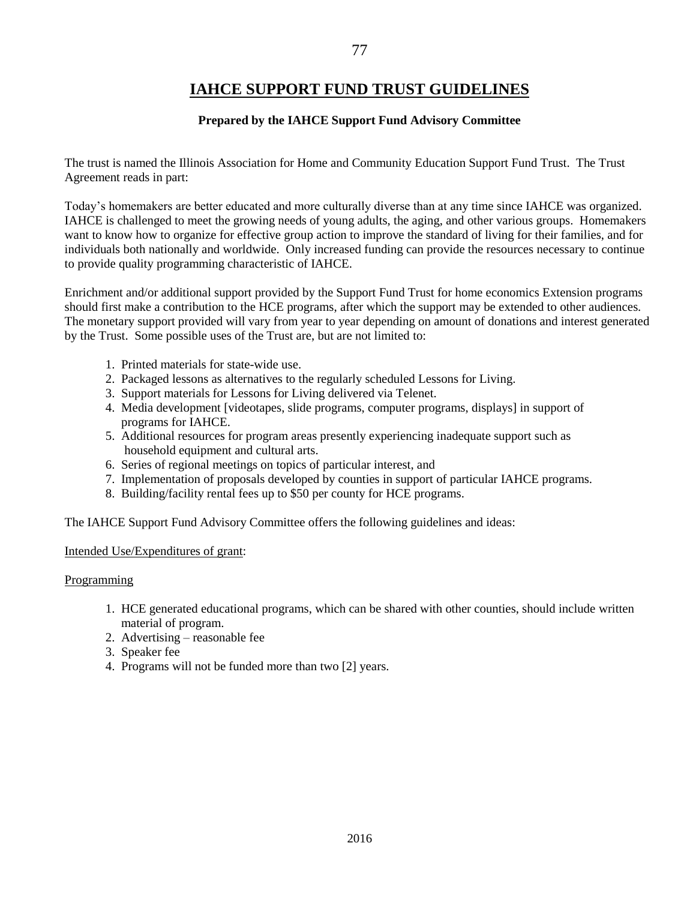# IAHCE SUPPORT FUND TRUST GUIDELINES

**Prepared by the IAHCE Support Fund Advisory Committee**

The trust is named the Illinois Association for Home and Community Education Support Fund Trust. The Trust Agreement reads in part:

Today's homemakers are better educated and more culturally diverse than at any time since IAHCE was organized. IAHCE is challenged to meet the growing needs of young adults, the aging, and other various groups. Homemakers want to know how to organize for effective group action to improve the standard of living for their families, and for individuals both nationally and worldwide. Only increased funding can provide the resources necessary to continue to provide quality programming characteristic of IAHCE.

Enrichment and/or additional support provided by the Support Fund Trust for home economics Extension programs should first make a contribution to the HCE programs, after which the support may be extended to other audiences. The monetary support provided will vary from year to year depending on amount of donations and interest generated by the Trust. Some possible uses of the Trust are, but are not limited to:

1. Printed materials for state-wide use.
2. Packaged lessons as alternatives to the regularly scheduled Lessons for Living.
3. Support materials for Lessons for Living delivered via Telenet.
4. Media development [videotapes, slide programs, computer programs, displays] in support of programs for IAHCE.
5. Additional resources for program areas presently experiencing inadequate support such as household equipment and cultural arts.
6. Series of regional meetings on topics of particular interest, and
7. Implementation of proposals developed by counties in support of particular IAHCE programs.
8. Building/facility rental fees up to $50 per county for HCE programs.

The IAHCE Support Fund Advisory Committee offers the following guidelines and ideas:

<u>Intended Use/Expenditures of grant</u>:

<u>Programming</u>

1. HCE generated educational programs, which can be shared with other counties, should include written material of program.
2. Advertising – reasonable fee
3. Speaker fee
4. Programs will not be funded more than two [2] years.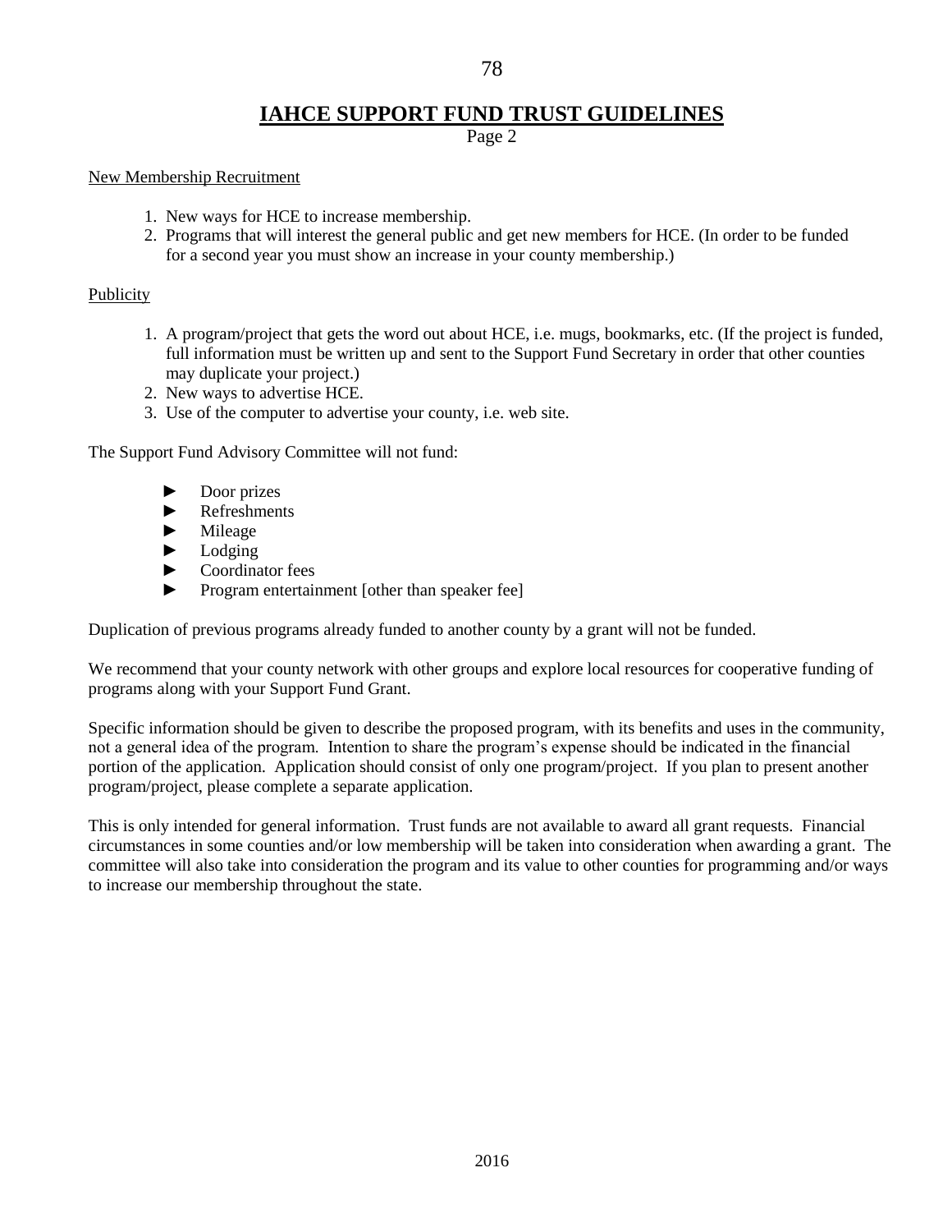# IAHCE SUPPORT FUND TRUST GUIDELINES

Page 2

New Membership Recruitment

1. New ways for HCE to increase membership.
2. Programs that will interest the general public and get new members for HCE. (In order to be funded for a second year you must show an increase in your county membership.)

Publicity

1. A program/project that gets the word out about HCE, i.e. mugs, bookmarks, etc. (If the project is funded, full information must be written up and sent to the Support Fund Secretary in order that other counties may duplicate your project.)
2. New ways to advertise HCE.
3. Use of the computer to advertise your county, i.e. web site.

The Support Fund Advisory Committee will not fund:

- Door prizes
- Refreshments
- Mileage
- Lodging
- Coordinator fees
- Program entertainment [other than speaker fee]

Duplication of previous programs already funded to another county by a grant will not be funded.

We recommend that your county network with other groups and explore local resources for cooperative funding of programs along with your Support Fund Grant.

Specific information should be given to describe the proposed program, with its benefits and uses in the community, not a general idea of the program. Intention to share the program's expense should be indicated in the financial portion of the application. Application should consist of only one program/project. If you plan to present another program/project, please complete a separate application.

This is only intended for general information. Trust funds are not available to award all grant requests. Financial circumstances in some counties and/or low membership will be taken into consideration when awarding a grant. The committee will also take into consideration the program and its value to other counties for programming and/or ways to increase our membership throughout the state.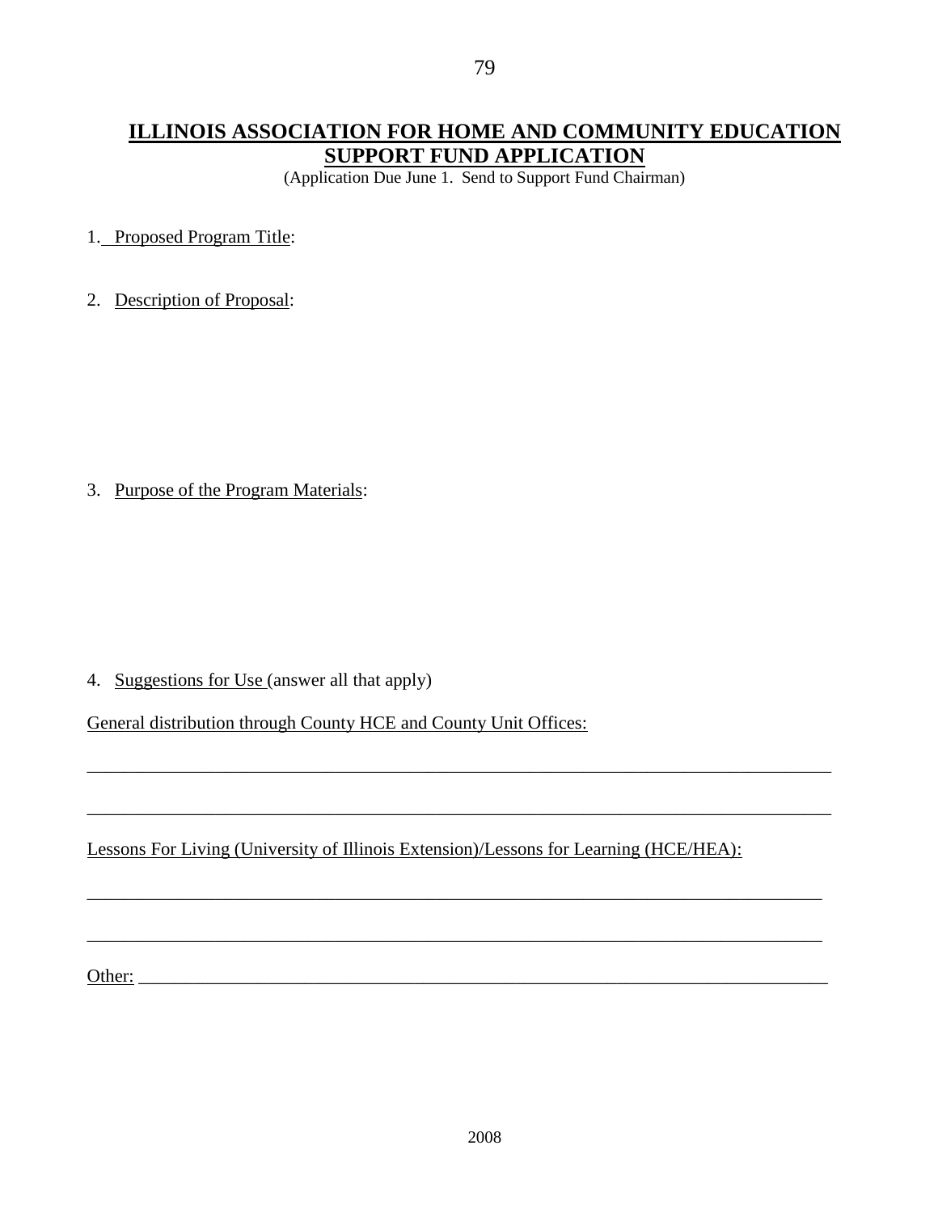# ILLINOIS ASSOCIATION FOR HOME AND COMMUNITY EDUCATION SUPPORT FUND APPLICATION

(Application Due June 1. Send to Support Fund Chairman)

1. Proposed Program Title:

2. Description of Proposal:

3. Purpose of the Program Materials:

4. Suggestions for Use (answer all that apply)

General distribution through County HCE and County Unit Offices:

_______________________________________________________________________________

_______________________________________________________________________________

Lessons For Living (University of Illinois Extension)/Lessons for Learning (HCE/HEA):

______________________________________________________________________________

______________________________________________________________________________

Other: _________________________________________________________________________

2008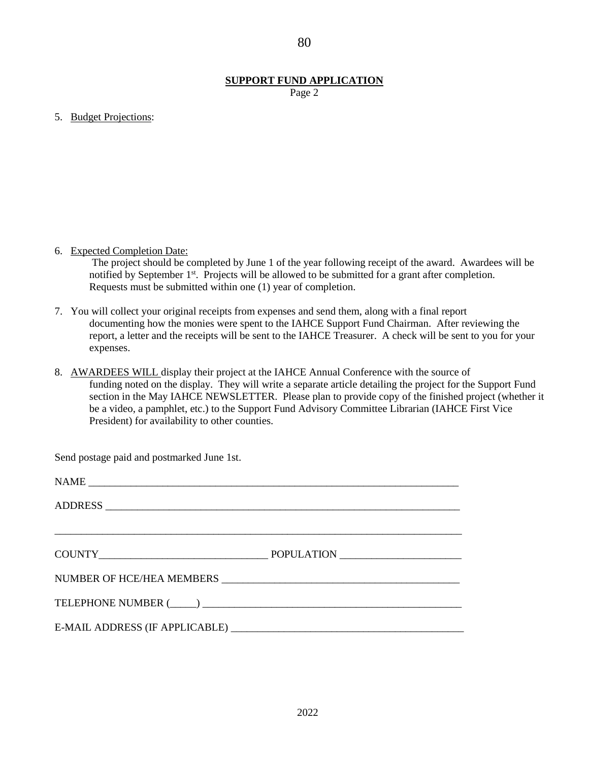**SUPPORT FUND APPLICATION**

Page 2

5. Budget Projections:

6. Expected Completion Date:

   The project should be completed by June 1 of the year following receipt of the award. Awardees will be notified by September 1st. Projects will be allowed to be submitted for a grant after completion. Requests must be submitted within one (1) year of completion.

7. You will collect your original receipts from expenses and send them, along with a final report documenting how the monies were spent to the IAHCE Support Fund Chairman. After reviewing the report, a letter and the receipts will be sent to the IAHCE Treasurer. A check will be sent to you for your expenses.

8. AWARDEES WILL display their project at the IAHCE Annual Conference with the source of funding noted on the display. They will write a separate article detailing the project for the Support Fund section in the May IAHCE NEWSLETTER. Please plan to provide copy of the finished project (whether it be a video, a pamphlet, etc.) to the Support Fund Advisory Committee Librarian (IAHCE First Vice President) for availability to other counties.

Send postage paid and postmarked June 1st.

NAME ___________________________________________________________________________

ADDRESS ________________________________________________________________________

_________________________________________________________________________________

COUNTY________________________________ POPULATION _______________________

NUMBER OF HCE/HEA MEMBERS ____________________________________________

TELEPHONE NUMBER (_____) __________________________________________________

E-MAIL ADDRESS (IF APPLICABLE) ____________________________________________

2022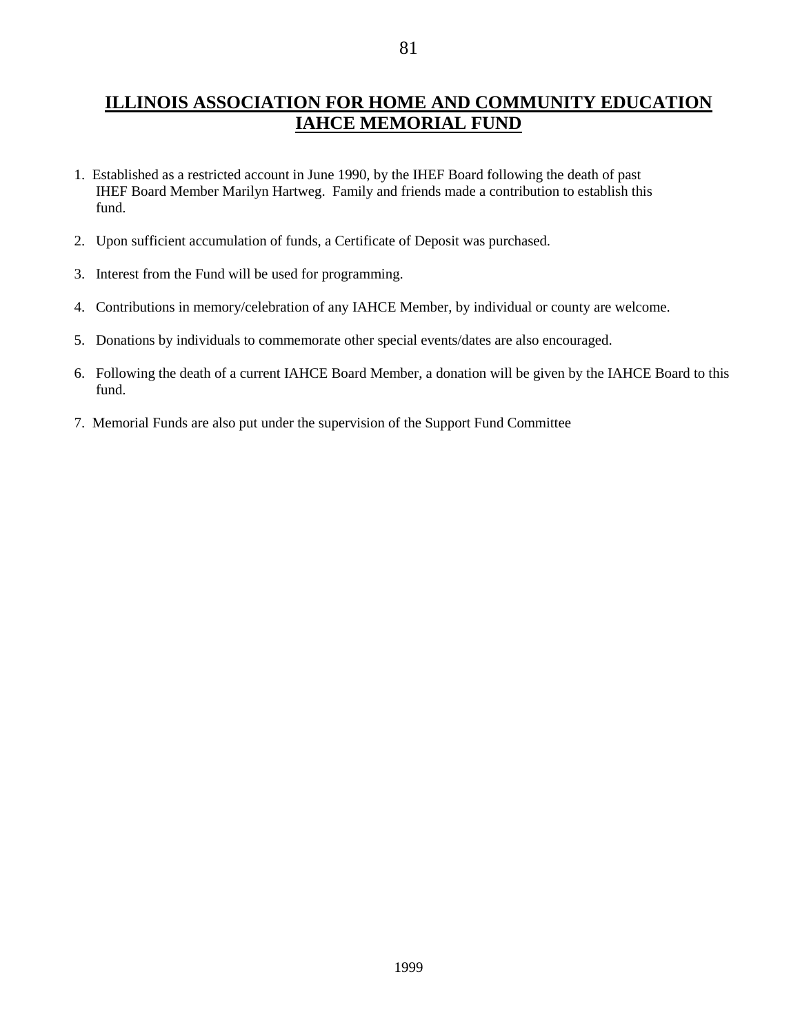# ILLINOIS ASSOCIATION FOR HOME AND COMMUNITY EDUCATION
# IAHCE MEMORIAL FUND

1. Established as a restricted account in June 1990, by the IHEF Board following the death of past IHEF Board Member Marilyn Hartweg. Family and friends made a contribution to establish this fund.

2. Upon sufficient accumulation of funds, a Certificate of Deposit was purchased.

3. Interest from the Fund will be used for programming.

4. Contributions in memory/celebration of any IAHCE Member, by individual or county are welcome.

5. Donations by individuals to commemorate other special events/dates are also encouraged.

6. Following the death of a current IAHCE Board Member, a donation will be given by the IAHCE Board to this fund.

7. Memorial Funds are also put under the supervision of the Support Fund Committee

1999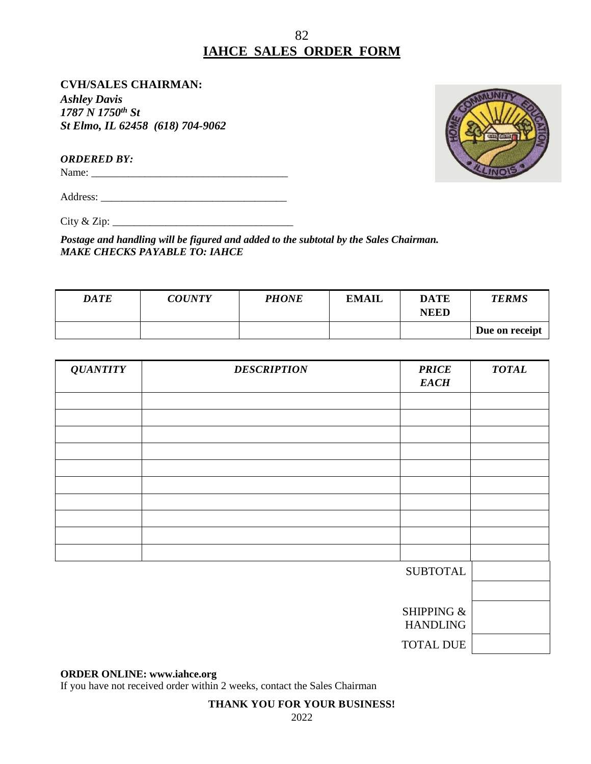# IAHCE SALES ORDER FORM

**CVH/SALES CHAIRMAN:**

***Ashley Davis***
***1787 N 1750th St***
***St Elmo, IL 62458 (618) 704-9062***

***ORDERED BY:***

Name: _____________________________________

Address: ___________________________________

City & Zip: _________________________________

***Postage and handling will be figured and added to the subtotal by the Sales Chairman.***
***MAKE CHECKS PAYABLE TO: IAHCE***

| *DATE* | *COUNTY* | *PHONE* | **EMAIL** | **DATE NEED** | *TERMS* |
|---|---|---|---|---|---|
| | | | | | **Due on receipt** |

| *QUANTITY* | *DESCRIPTION* | *PRICE EACH* | *TOTAL* |
|---|---|---|---|
| | | | |
| | | | |
| | | | |
| | | | |
| | | | |
| | | | |
| | | | |
| | | | |
| | | | |
| | | | |
| | | SUBTOTAL | |
| | | | |
| | | SHIPPING & HANDLING | |
| | | TOTAL DUE | |

**ORDER ONLINE: www.iahce.org**
If you have not received order within 2 weeks, contact the Sales Chairman

**THANK YOU FOR YOUR BUSINESS!**

2022